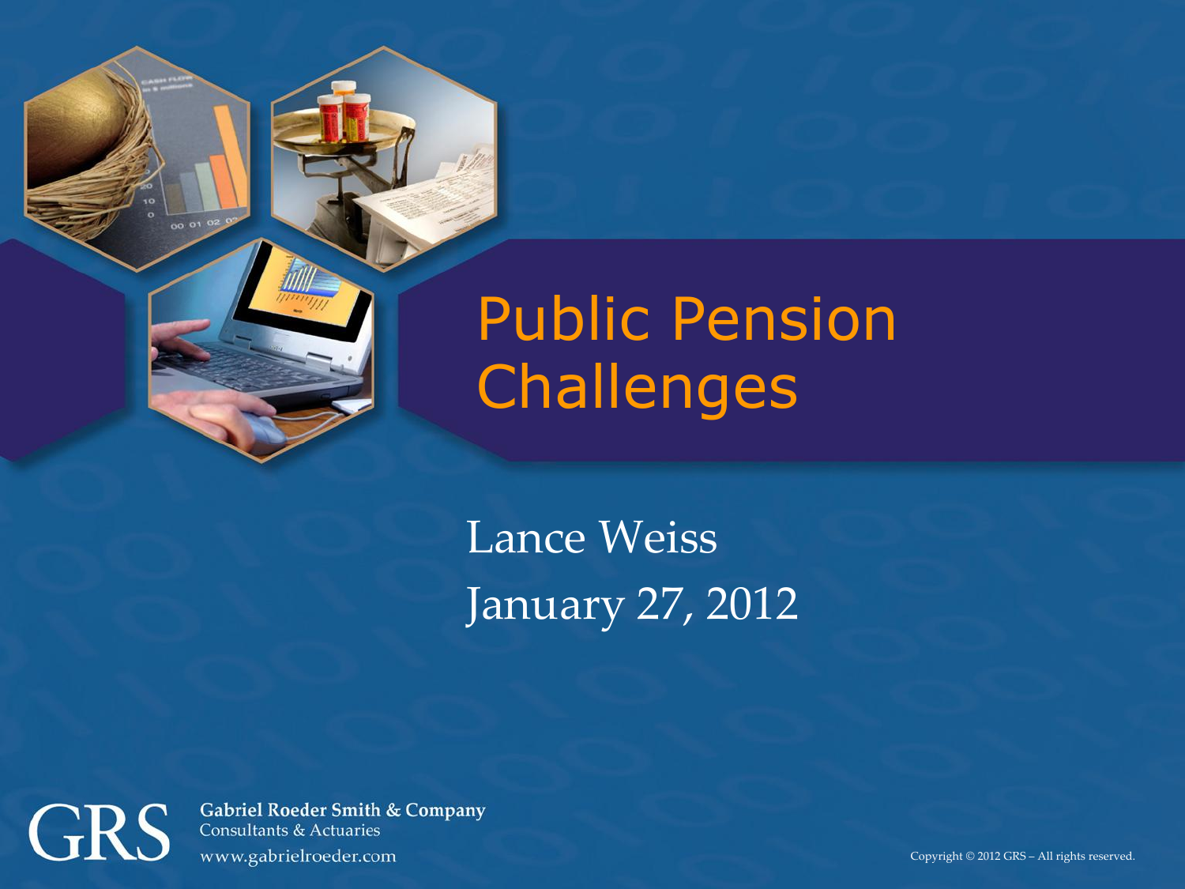# Public Pension Challenges

Lance Weiss

January 27, 2012

GRS

**Gabriel Roeder Smith & Company**
Consultants & Actuaries
www.gabrielroeder.com

Copyright © 2012 GRS – All rights reserved.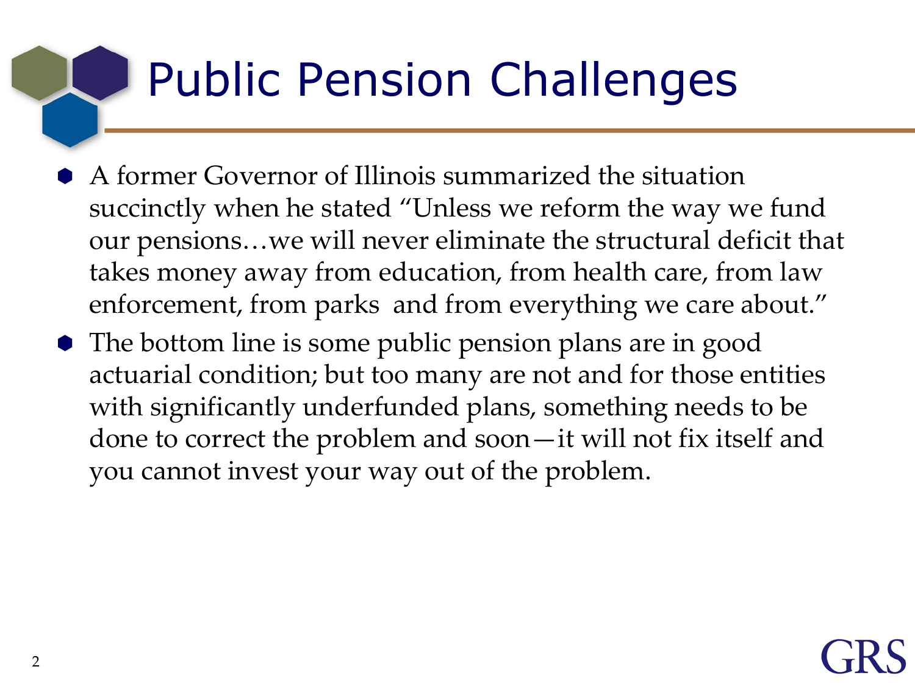# Public Pension Challenges

- A former Governor of Illinois summarized the situation succinctly when he stated "Unless we reform the way we fund our pensions…we will never eliminate the structural deficit that takes money away from education, from health care, from law enforcement, from parks and from everything we care about."
- The bottom line is some public pension plans are in good actuarial condition; but too many are not and for those entities with significantly underfunded plans, something needs to be done to correct the problem and soon—it will not fix itself and you cannot invest your way out of the problem.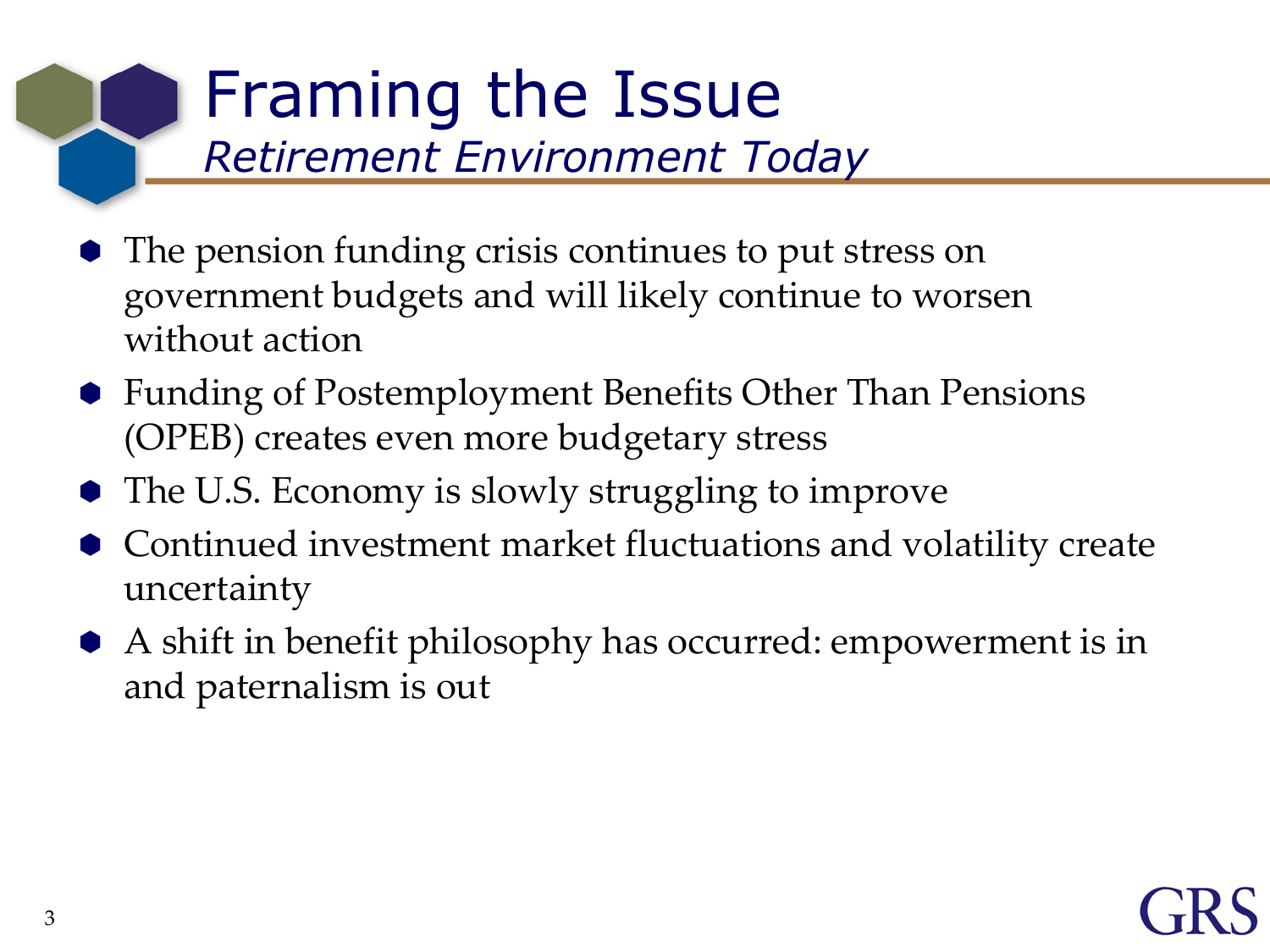# Framing the Issue

## *Retirement Environment Today*

- The pension funding crisis continues to put stress on government budgets and will likely continue to worsen without action
- Funding of Postemployment Benefits Other Than Pensions (OPEB) creates even more budgetary stress
- The U.S. Economy is slowly struggling to improve
- Continued investment market fluctuations and volatility create uncertainty
- A shift in benefit philosophy has occurred: empowerment is in and paternalism is out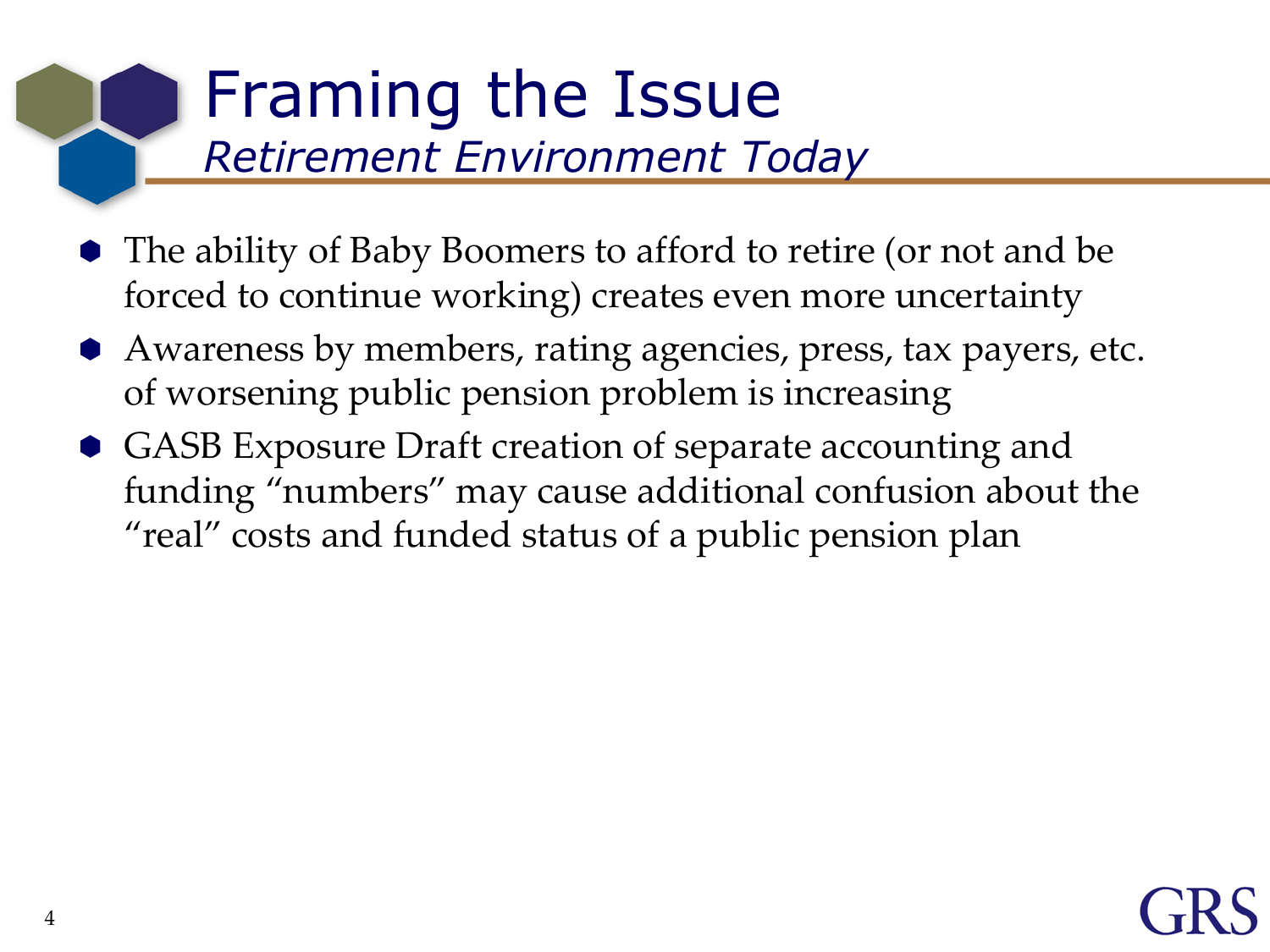# Framing the Issue

## *Retirement Environment Today*

- The ability of Baby Boomers to afford to retire (or not and be forced to continue working) creates even more uncertainty
- Awareness by members, rating agencies, press, tax payers, etc. of worsening public pension problem is increasing
- GASB Exposure Draft creation of separate accounting and funding "numbers" may cause additional confusion about the "real" costs and funded status of a public pension plan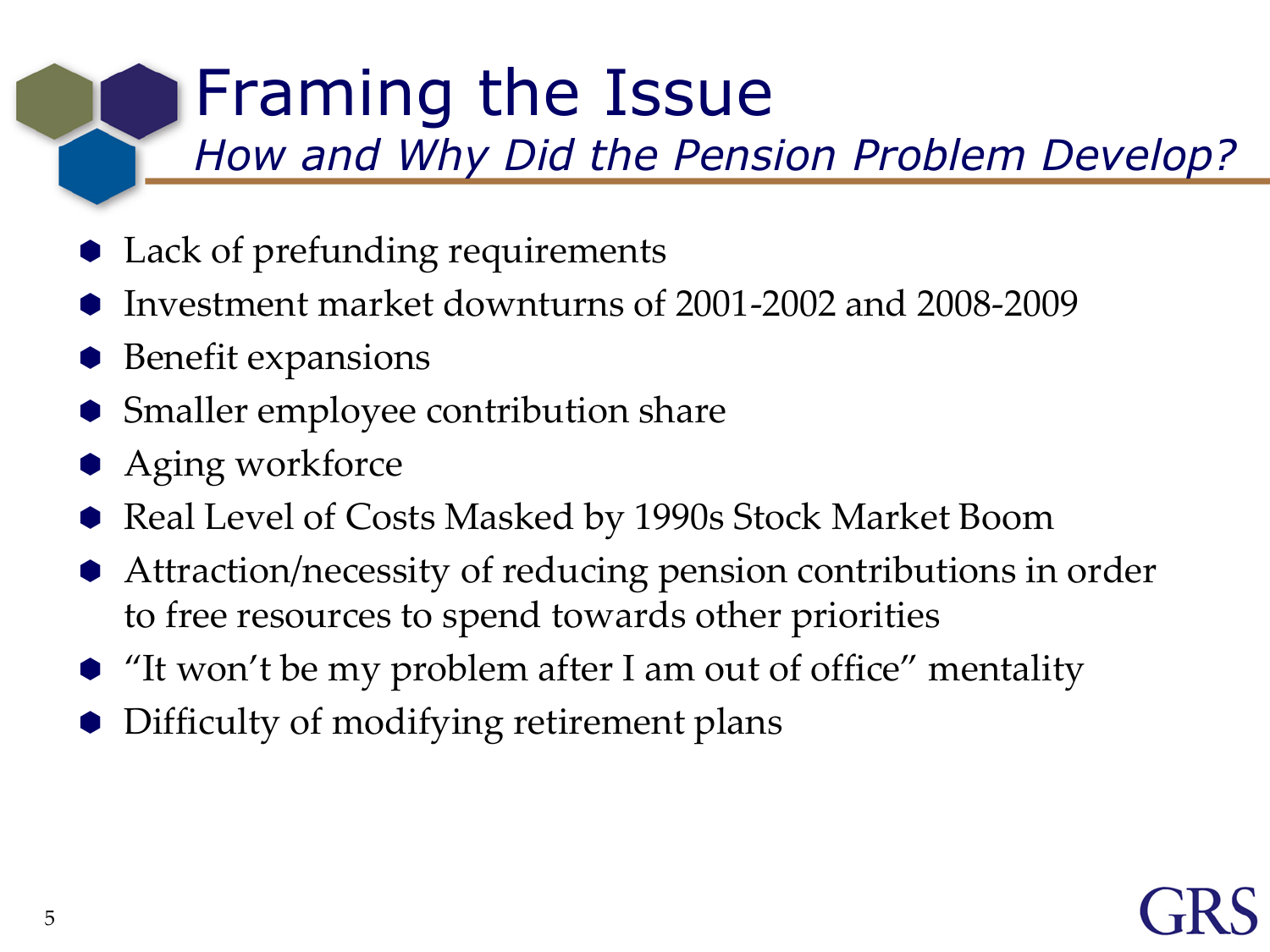# Framing the Issue

## *How and Why Did the Pension Problem Develop?*

- Lack of prefunding requirements
- Investment market downturns of 2001-2002 and 2008-2009
- Benefit expansions
- Smaller employee contribution share
- Aging workforce
- Real Level of Costs Masked by 1990s Stock Market Boom
- Attraction/necessity of reducing pension contributions in order to free resources to spend towards other priorities
- "It won't be my problem after I am out of office" mentality
- Difficulty of modifying retirement plans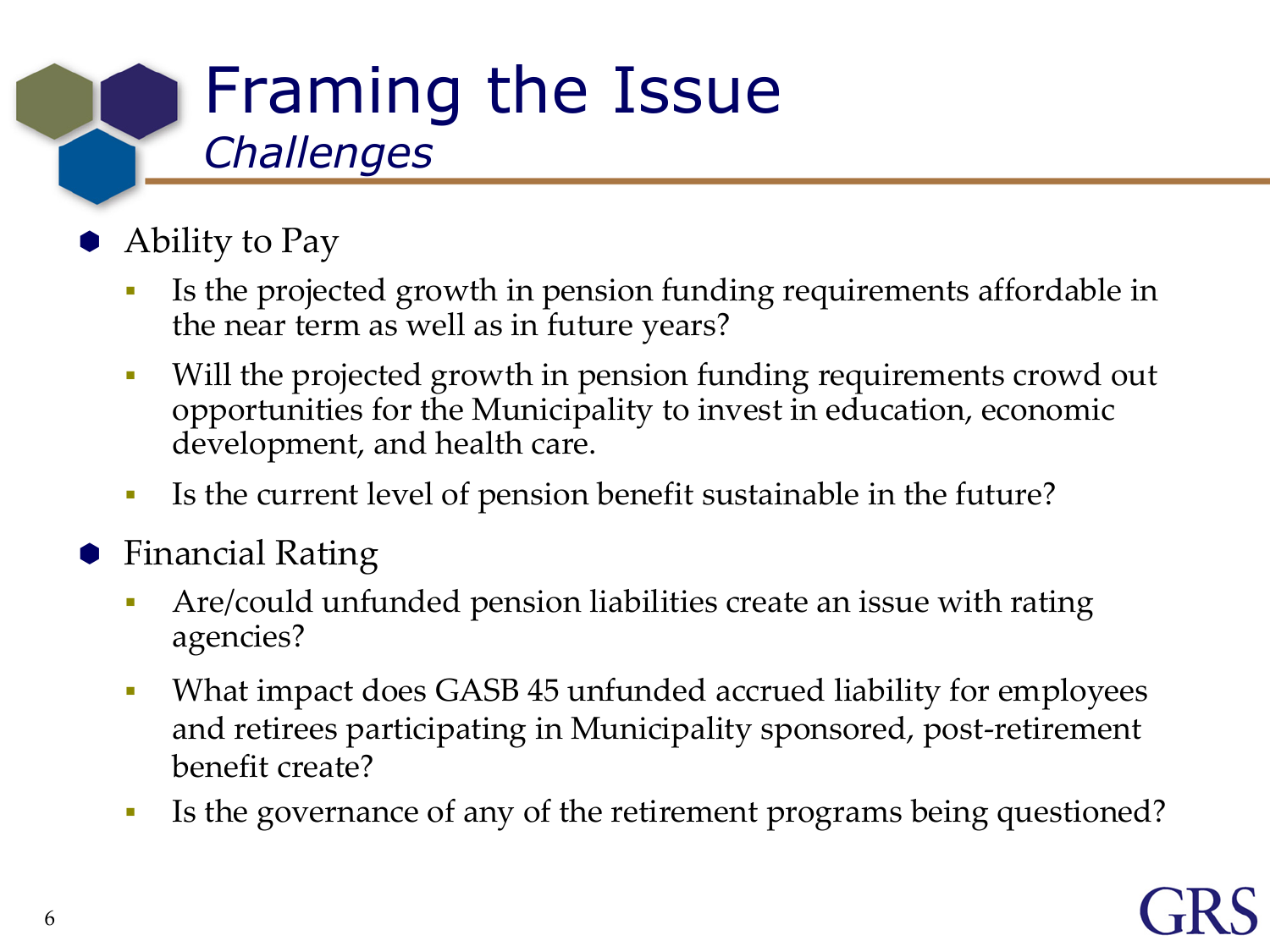# Framing the Issue

## *Challenges*

- Ability to Pay
  - Is the projected growth in pension funding requirements affordable in the near term as well as in future years?
  - Will the projected growth in pension funding requirements crowd out opportunities for the Municipality to invest in education, economic development, and health care.
  - Is the current level of pension benefit sustainable in the future?
- Financial Rating
  - Are/could unfunded pension liabilities create an issue with rating agencies?
  - What impact does GASB 45 unfunded accrued liability for employees and retirees participating in Municipality sponsored, post-retirement benefit create?
  - Is the governance of any of the retirement programs being questioned?

GRS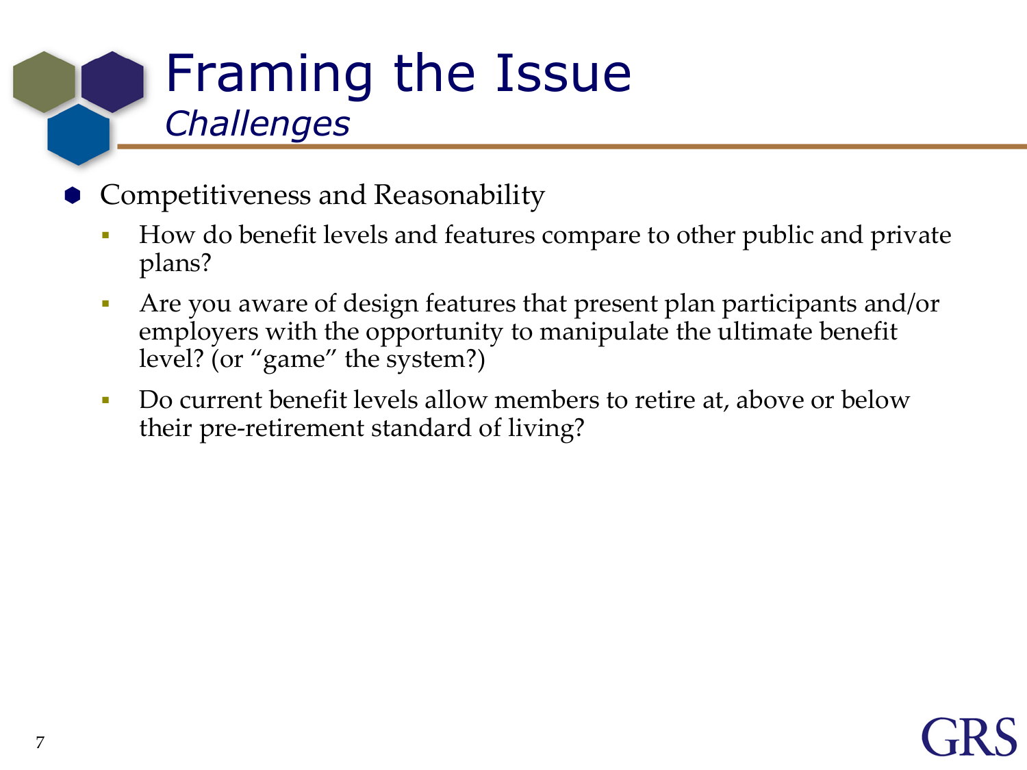# Framing the Issue

## *Challenges*

- Competitiveness and Reasonability
  - How do benefit levels and features compare to other public and private plans?
  - Are you aware of design features that present plan participants and/or employers with the opportunity to manipulate the ultimate benefit level? (or "game" the system?)
  - Do current benefit levels allow members to retire at, above or below their pre-retirement standard of living?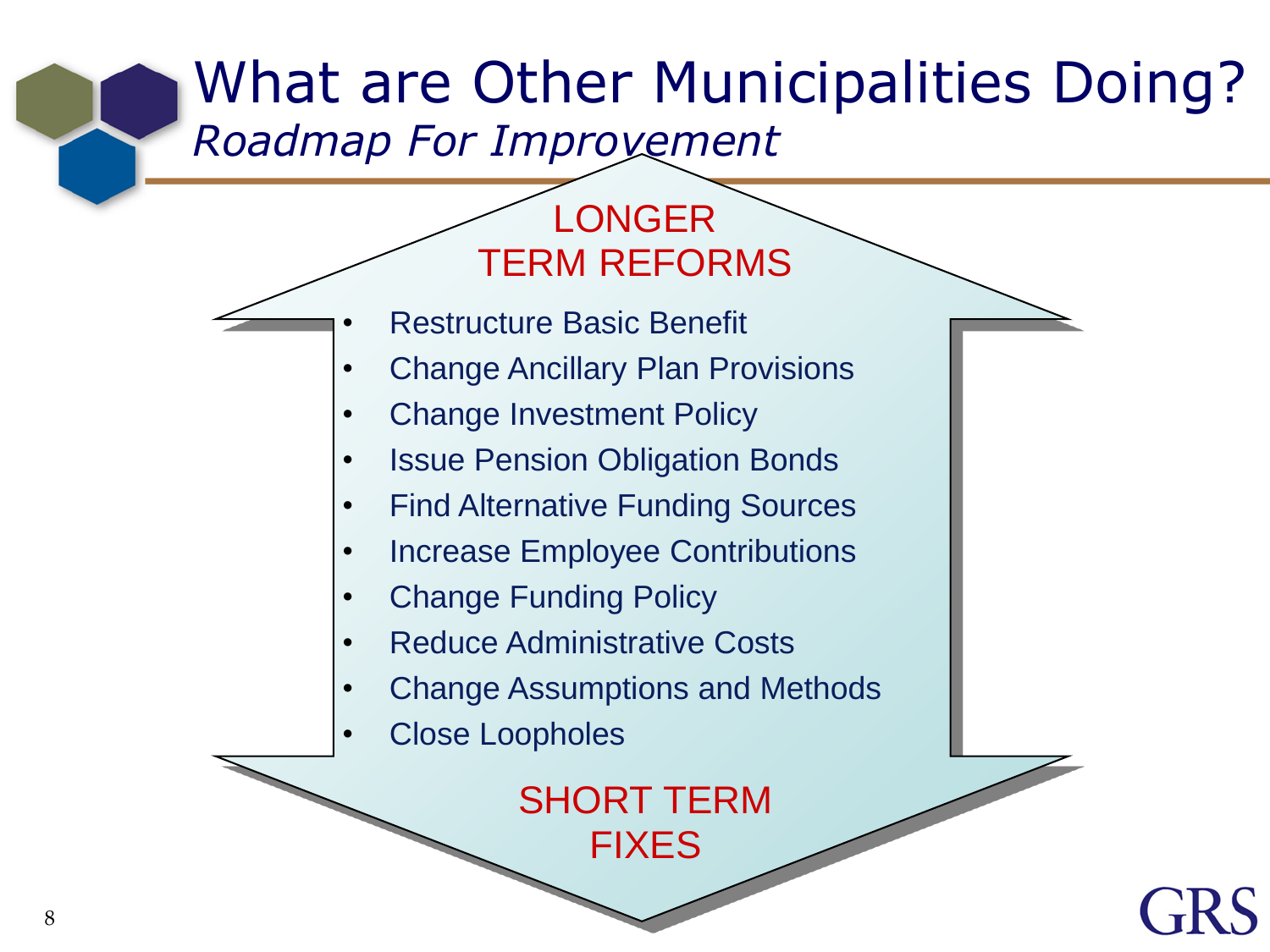# What are Other Municipalities Doing?

*Roadmap For Improvement*

LONGER TERM REFORMS

- Restructure Basic Benefit
- Change Ancillary Plan Provisions
- Change Investment Policy
- Issue Pension Obligation Bonds
- Find Alternative Funding Sources
- Increase Employee Contributions
- Change Funding Policy
- Reduce Administrative Costs
- Change Assumptions and Methods
- Close Loopholes

SHORT TERM FIXES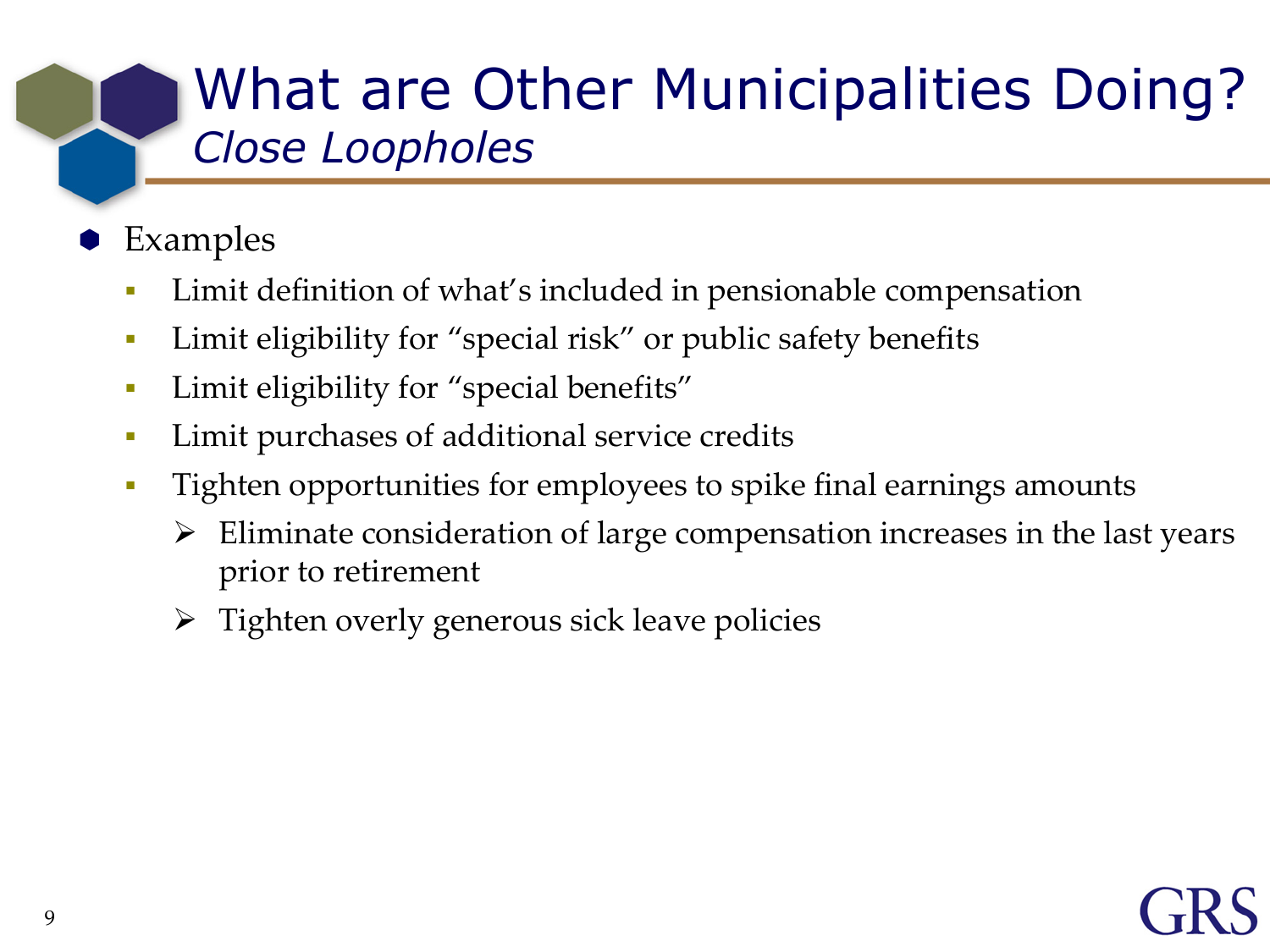# What are Other Municipalities Doing?

## *Close Loopholes*

- Examples
  - Limit definition of what's included in pensionable compensation
  - Limit eligibility for "special risk" or public safety benefits
  - Limit eligibility for "special benefits"
  - Limit purchases of additional service credits
  - Tighten opportunities for employees to spike final earnings amounts
    - Eliminate consideration of large compensation increases in the last years prior to retirement
    - Tighten overly generous sick leave policies

GRS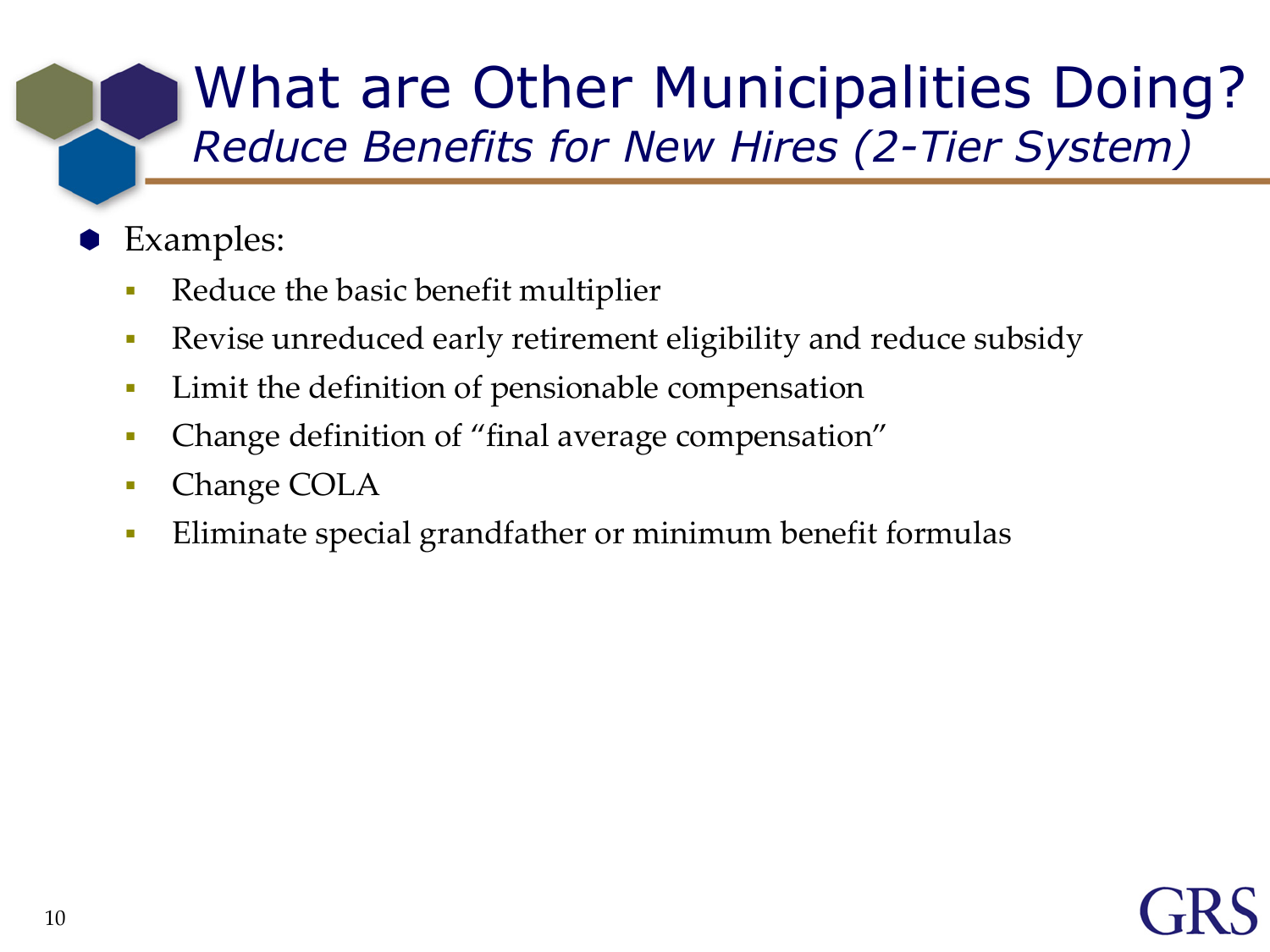# What are Other Municipalities Doing?

## *Reduce Benefits for New Hires (2-Tier System)*

- Examples:
  - Reduce the basic benefit multiplier
  - Revise unreduced early retirement eligibility and reduce subsidy
  - Limit the definition of pensionable compensation
  - Change definition of "final average compensation"
  - Change COLA
  - Eliminate special grandfather or minimum benefit formulas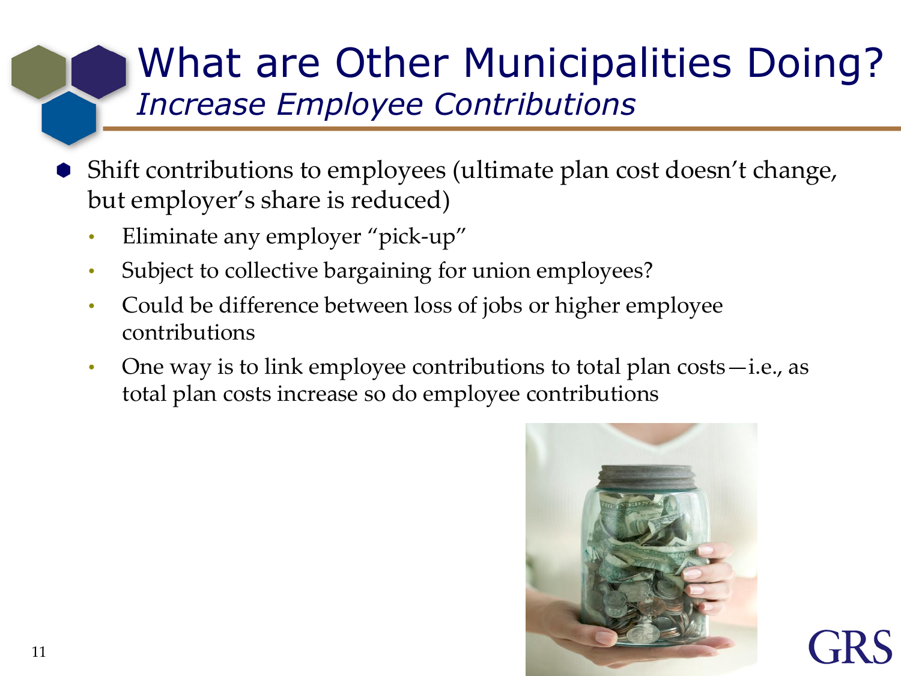# What are Other Municipalities Doing?

## *Increase Employee Contributions*

- Shift contributions to employees (ultimate plan cost doesn't change, but employer's share is reduced)
  - Eliminate any employer "pick-up"
  - Subject to collective bargaining for union employees?
  - Could be difference between loss of jobs or higher employee contributions
  - One way is to link employee contributions to total plan costs—i.e., as total plan costs increase so do employee contributions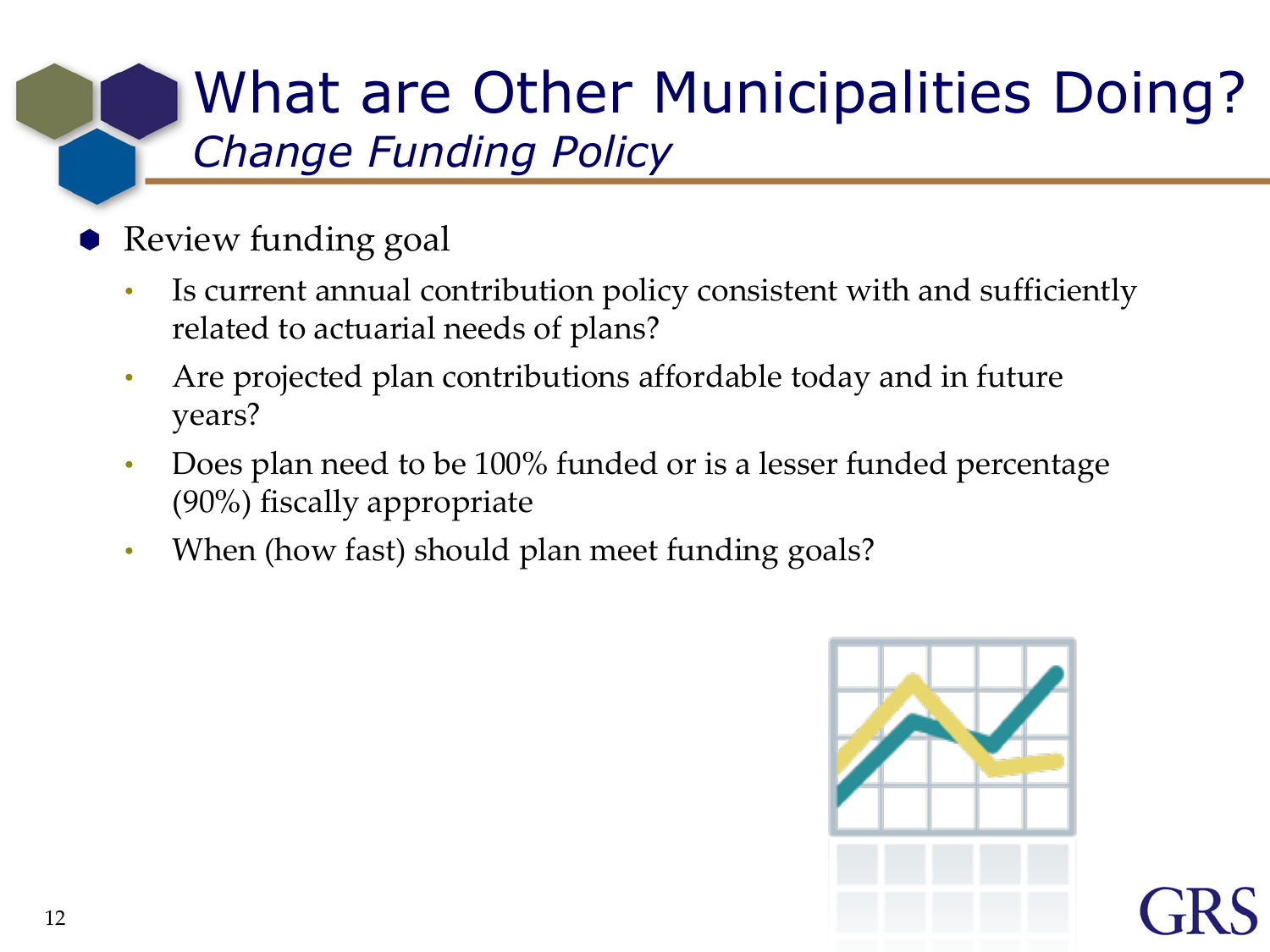# What are Other Municipalities Doing?

## *Change Funding Policy*

- Review funding goal
  - Is current annual contribution policy consistent with and sufficiently related to actuarial needs of plans?
  - Are projected plan contributions affordable today and in future years?
  - Does plan need to be 100% funded or is a lesser funded percentage (90%) fiscally appropriate
  - When (how fast) should plan meet funding goals?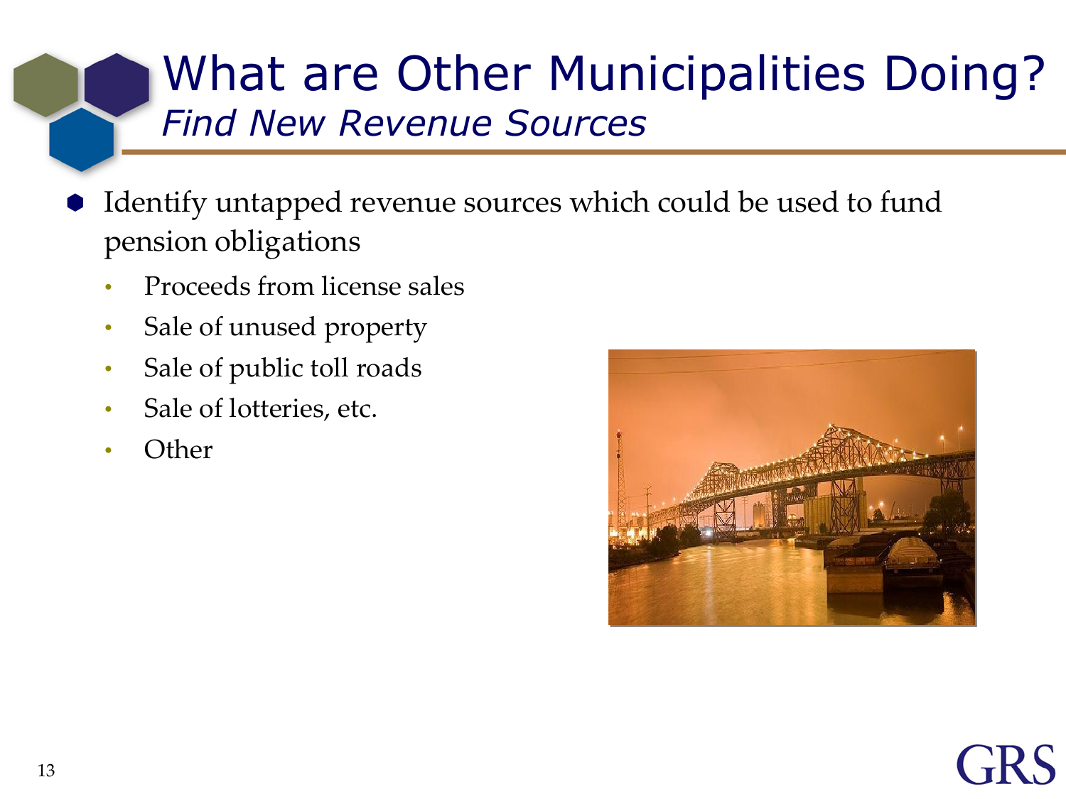# What are Other Municipalities Doing?

## *Find New Revenue Sources*

- Identify untapped revenue sources which could be used to fund pension obligations
  - Proceeds from license sales
  - Sale of unused property
  - Sale of public toll roads
  - Sale of lotteries, etc.
  - Other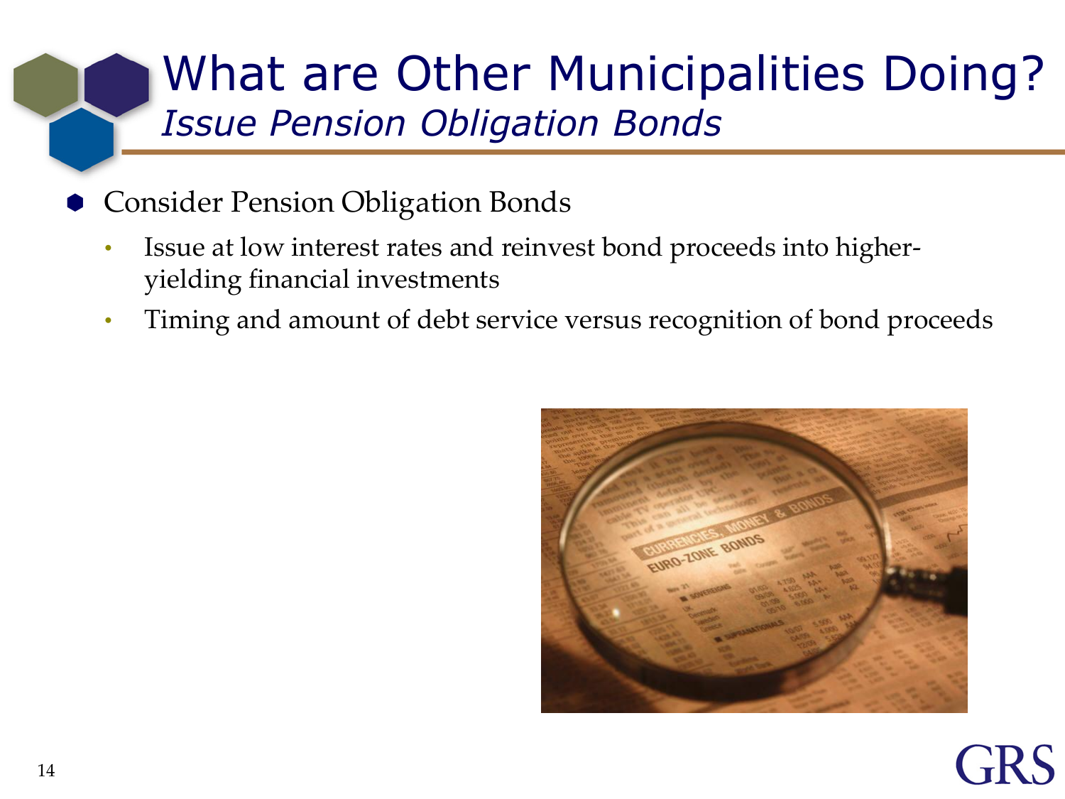# What are Other Municipalities Doing?

## *Issue Pension Obligation Bonds*

- Consider Pension Obligation Bonds
  - Issue at low interest rates and reinvest bond proceeds into higher-yielding financial investments
  - Timing and amount of debt service versus recognition of bond proceeds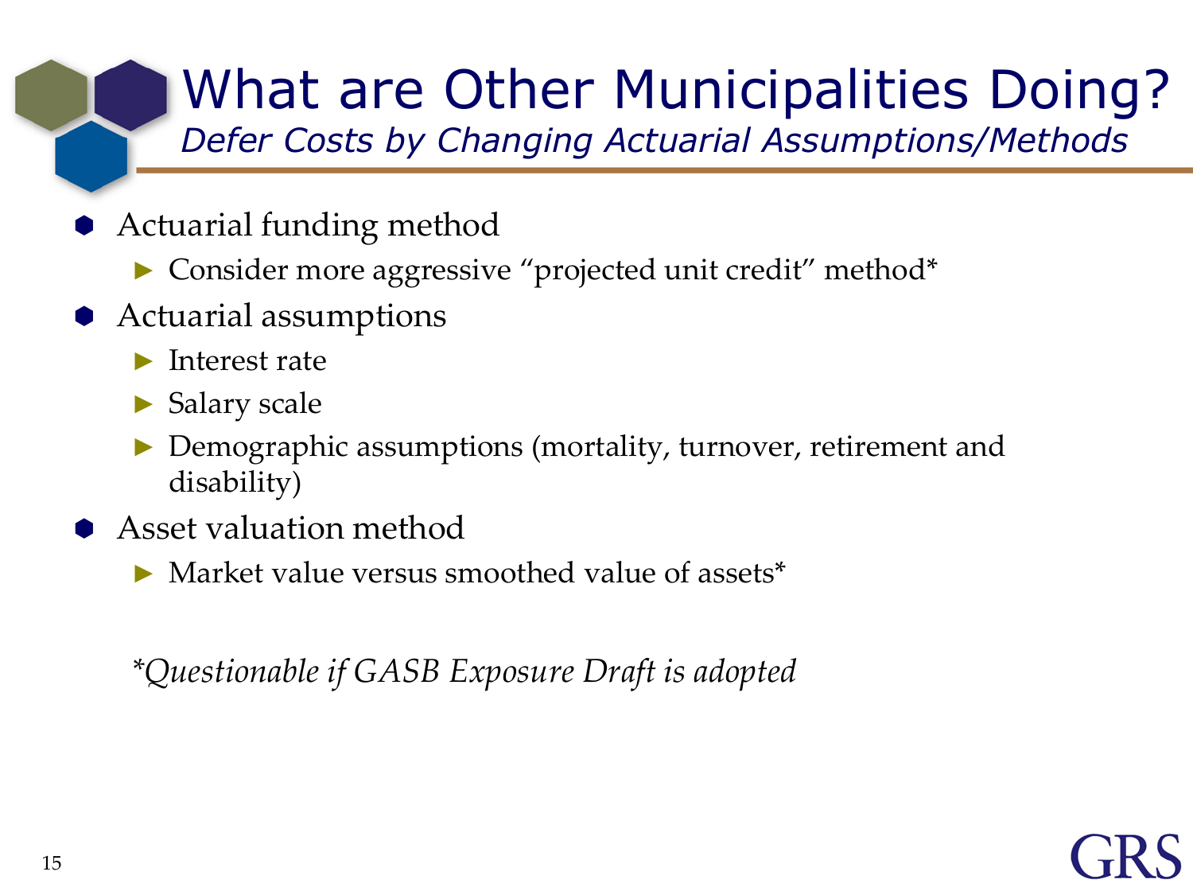# What are Other Municipalities Doing?

## *Defer Costs by Changing Actuarial Assumptions/Methods*

- Actuarial funding method
  - Consider more aggressive "projected unit credit" method*
- Actuarial assumptions
  - Interest rate
  - Salary scale
  - Demographic assumptions (mortality, turnover, retirement and disability)
- Asset valuation method
  - Market value versus smoothed value of assets*

*\*Questionable if GASB Exposure Draft is adopted*

GRS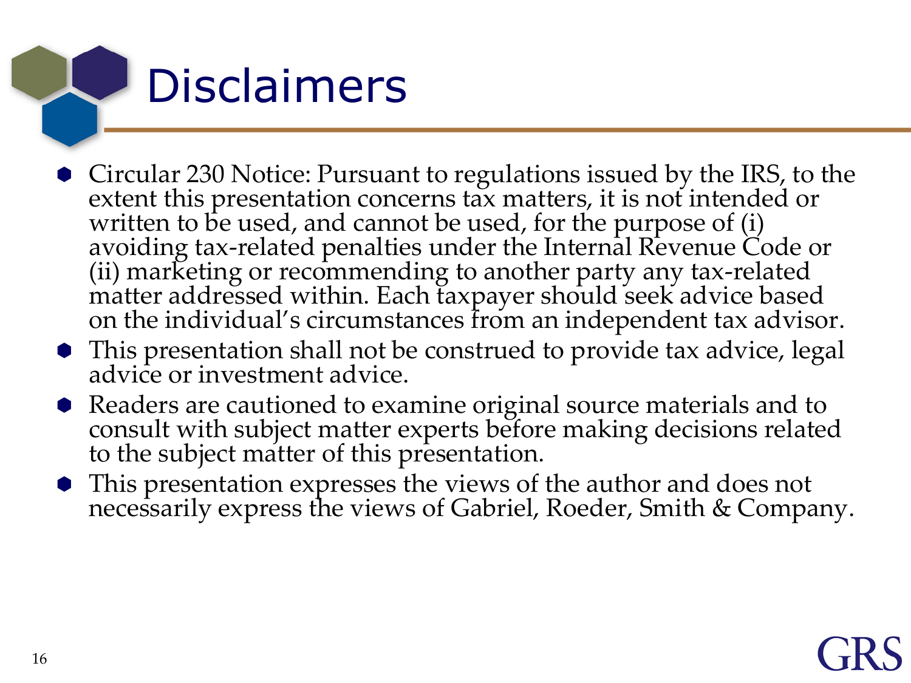# Disclaimers

- Circular 230 Notice: Pursuant to regulations issued by the IRS, to the extent this presentation concerns tax matters, it is not intended or written to be used, and cannot be used, for the purpose of (i) avoiding tax-related penalties under the Internal Revenue Code or (ii) marketing or recommending to another party any tax-related matter addressed within. Each taxpayer should seek advice based on the individual's circumstances from an independent tax advisor.
- This presentation shall not be construed to provide tax advice, legal advice or investment advice.
- Readers are cautioned to examine original source materials and to consult with subject matter experts before making decisions related to the subject matter of this presentation.
- This presentation expresses the views of the author and does not necessarily express the views of Gabriel, Roeder, Smith & Company.

GRS